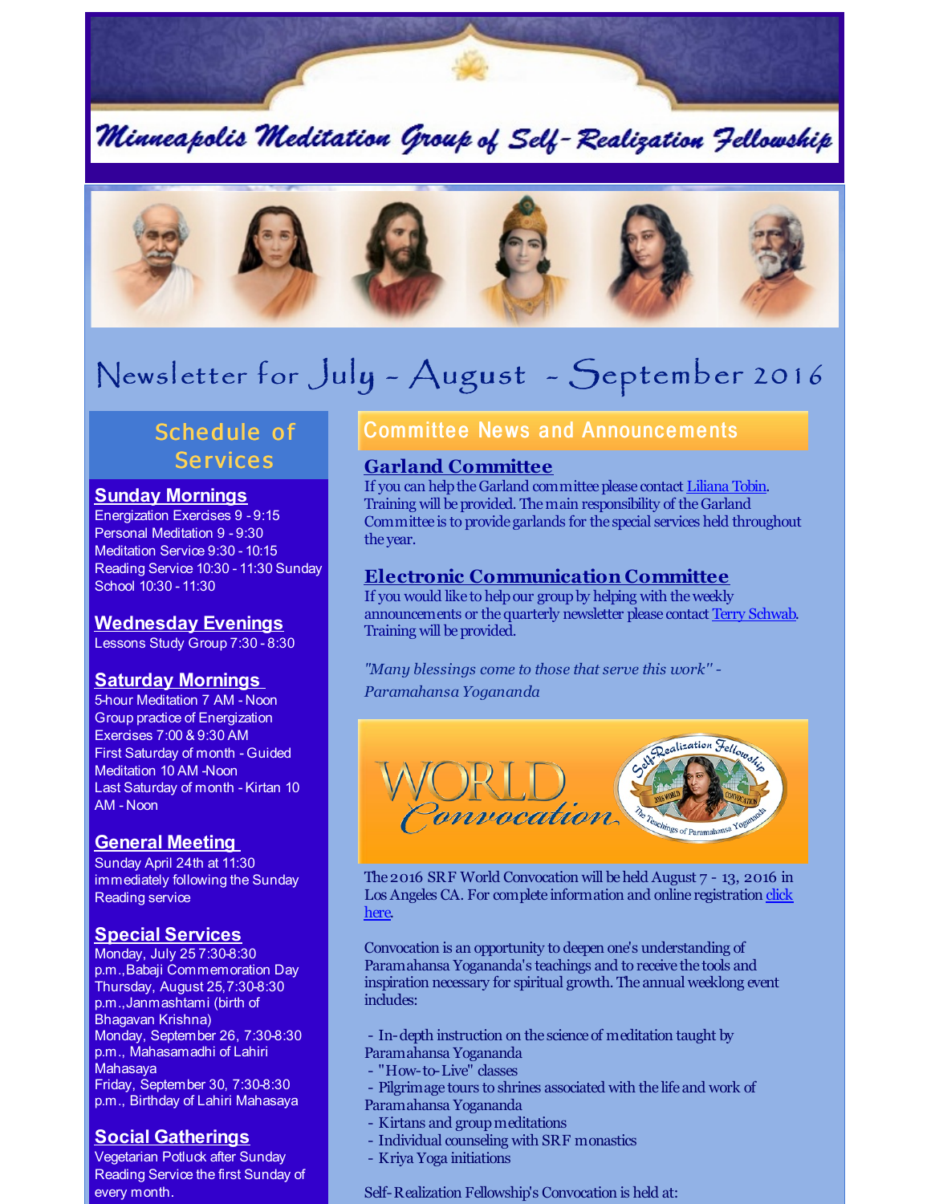# Minneapolis Meditation Group of Self-Realization Fellowship

## Newsletter for July - August - September 2016

## Schedule of Services

### Sunday Mornings

Energization Exercises 9 - 9:15
Personal Meditation 9 - 9:30
Meditation Service 9:30 - 10:15
Reading Service 10:30 - 11:30 Sunday School 10:30 - 11:30

### Wednesday Evenings

Lessons Study Group 7:30 - 8:30

### Saturday Mornings

5-hour Meditation 7 AM - Noon
Group practice of Energization Exercises 7:00 & 9:30 AM
First Saturday of month - Guided Meditation 10 AM -Noon
Last Saturday of month - Kirtan 10 AM - Noon

### General Meeting

Sunday April 24th at 11:30 immediately following the Sunday Reading service

### Special Services

Monday, July 25 7:30-8:30 p.m.,Babaji Commemoration Day
Thursday, August 25, 7:30-8:30 p.m.,Janmashtami (birth of Bhagavan Krishna)
Monday, September 26, 7:30-8:30 p.m., Mahasamadhi of Lahiri Mahasaya
Friday, September 30, 7:30-8:30 p.m., Birthday of Lahiri Mahasaya

### Social Gatherings

Vegetarian Potluck after Sunday Reading Service the first Sunday of every month.

## Committee News and Announcements

### Garland Committee

If you can help the Garland committee please contact Liliana Tobin. Training will be provided. The main responsibility of the Garland Committee is to provide garlands for the special services held throughout the year.

### Electronic Communication Committee

If you would like to help our group by helping with the weekly announcements or the quarterly newsletter please contact Terry Schwab. Training will be provided.

*"Many blessings come to those that serve this work" - Paramahansa Yogananda*

WORLD Convocation

The 2016 SRF World Convocation will be held August 7 - 13, 2016 in Los Angeles CA. For complete information and online registration click here.

Convocation is an opportunity to deepen one's understanding of Paramahansa Yogananda's teachings and to receive the tools and inspiration necessary for spiritual growth. The annual weeklong event includes:

- In-depth instruction on the science of meditation taught by Paramahansa Yogananda
- "How-to-Live" classes
- Pilgrimage tours to shrines associated with the life and work of Paramahansa Yogananda
- Kirtans and group meditations
- Individual counseling with SRF monastics
- Kriya Yoga initiations

Self-Realization Fellowship's Convocation is held at: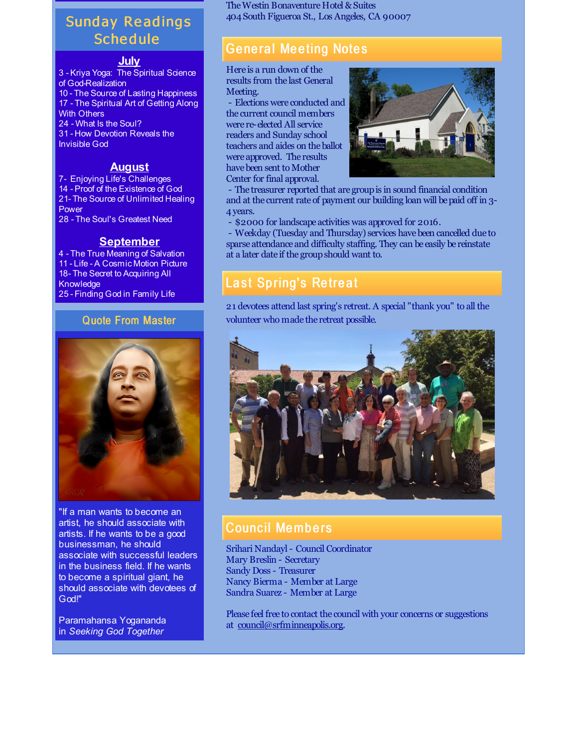## Sunday Readings Schedule

### July

3 - Kriya Yoga: The Spiritual Science of God-Realization
10 - The Source of Lasting Happiness
17 - The Spiritual Art of Getting Along With Others
24 - What Is the Soul?
31 - How Devotion Reveals the Invisible God

### August

7- Enjoying Life's Challenges
14 - Proof of the Existence of God
21- The Source of Unlimited Healing Power
28 - The Soul's Greatest Need

### September

4 - The True Meaning of Salvation
11 - Life - A Cosmic Motion Picture
18- The Secret to Acquiring All Knowledge
25 - Finding God in Family Life

## Quote From Master

"If a man wants to become an artist, he should associate with artists. If he wants to be a good businessman, he should associate with successful leaders in the business field. If he wants to become a spiritual giant, he should associate with devotees of God!"

Paramahansa Yogananda
in *Seeking God Together*

The Westin Bonaventure Hotel & Suites
404 South Figueroa St., Los Angeles, CA 90007

## General Meeting Notes

Here is a run down of the results from the last General Meeting.

- Elections were conducted and the current council members were re-elected All service readers and Sunday school teachers and aides on the ballot were approved. The results have been sent to Mother Center for final approval.
- The treasurer reported that are group is in sound financial condition and at the current rate of payment our building loan will be paid off in 3-4 years.
- $2000 for landscape activities was approved for 2016.
- Weekday (Tuesday and Thursday) services have been cancelled due to sparse attendance and difficulty staffing. They can be easily be reinstate at a later date if the group should want to.

## Last Spring's Retreat

21 devotees attend last spring's retreat. A special "thank you" to all the volunteer who made the retreat possible.

## Council Members

Srihari Nandayl - Council Coordinator
Mary Breslin - Secretary
Sandy Doss - Treasurer
Nancy Bierma - Member at Large
Sandra Suarez - Member at Large

Please feel free to contact the council with your concerns or suggestions at council@srfminneapolis.org.